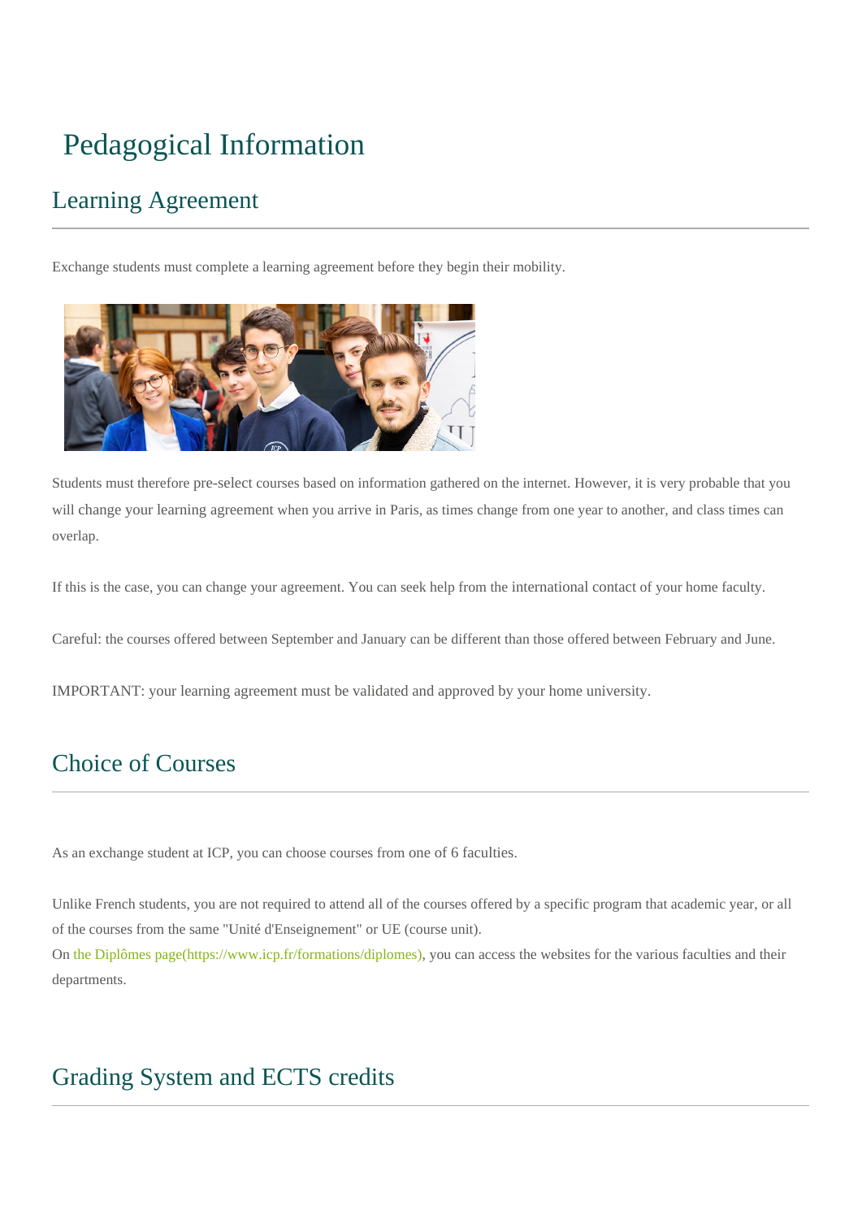# Pedagogical Information

## Learning Agreement

Exchange students must complete a learning agreement before they begin their mobility.

Students must therefore pre-select courses based on information gathered on the internet. However, it is very probable that you will change your learning agreement when you arrive in Paris, as times change from one year to another, and class times can overlap.

If this is the case, you can change your agreement. You can seek help from the international contact of your home faculty.

Careful: the courses offered between September and January can be different than those offered between February and June.

IMPORTANT: your learning agreement must be validated and approved by your home university.

## Choice of Courses

As an exchange student at ICP, you can choose courses from one of 6 faculties.

Unlike French students, you are not required to attend all of the courses offered by a specific program that academic year, or all of the courses from the same "Unité d'Enseignement" or UE (course unit).
On [the Diplômes page(https://www.icp.fr/formations/diplomes)](https://www.icp.fr/formations/diplomes), you can access the websites for the various faculties and their departments.

## Grading System and ECTS credits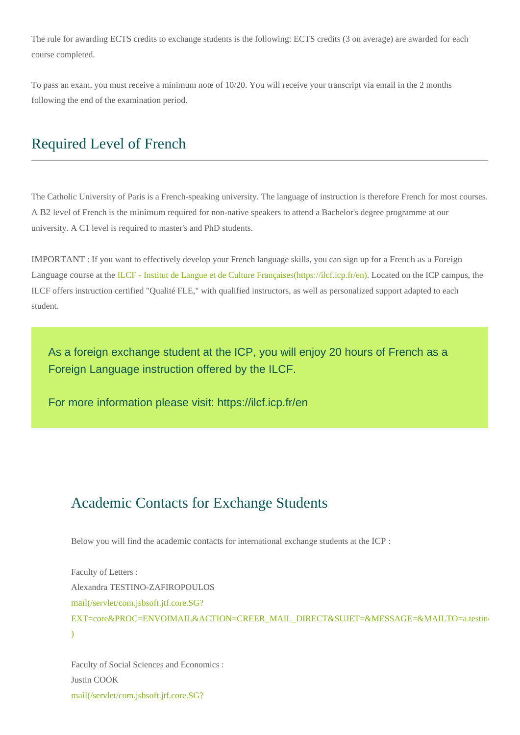The rule for awarding ECTS credits to exchange students is the following: ECTS credits (3 on average) are awarded for each course completed.

To pass an exam, you must receive a minimum note of 10/20. You will receive your transcript via email in the 2 months following the end of the examination period.

## Required Level of French

The Catholic University of Paris is a French-speaking university. The language of instruction is therefore French for most courses. A B2 level of French is the minimum required for non-native speakers to attend a Bachelor's degree programme at our university. A C1 level is required to master's and PhD students.

IMPORTANT : If you want to effectively develop your French language skills, you can sign up for a French as a Foreign Language course at the ILCF - Institut de Langue et de Culture Françaises(https://ilcf.icp.fr/en). Located on the ICP campus, the ILCF offers instruction certified "Qualité FLE," with qualified instructors, as well as personalized support adapted to each student.

As a foreign exchange student at the ICP, you will enjoy 20 hours of French as a Foreign Language instruction offered by the ILCF.

For more information please visit: https://ilcf.icp.fr/en

## Academic Contacts for Exchange Students

Below you will find the academic contacts for international exchange students at the ICP :

Faculty of Letters :
Alexandra TESTINO-ZAFIROPOULOS
mail(/servlet/com.jsbsoft.jtf.core.SG?EXT=core&PROC=ENVOIMAIL&ACTION=CREER_MAIL_DIRECT&SUJET=&MESSAGE=&MAILTO=a.testin
)

Faculty of Social Sciences and Economics :
Justin COOK
mail(/servlet/com.jsbsoft.jtf.core.SG?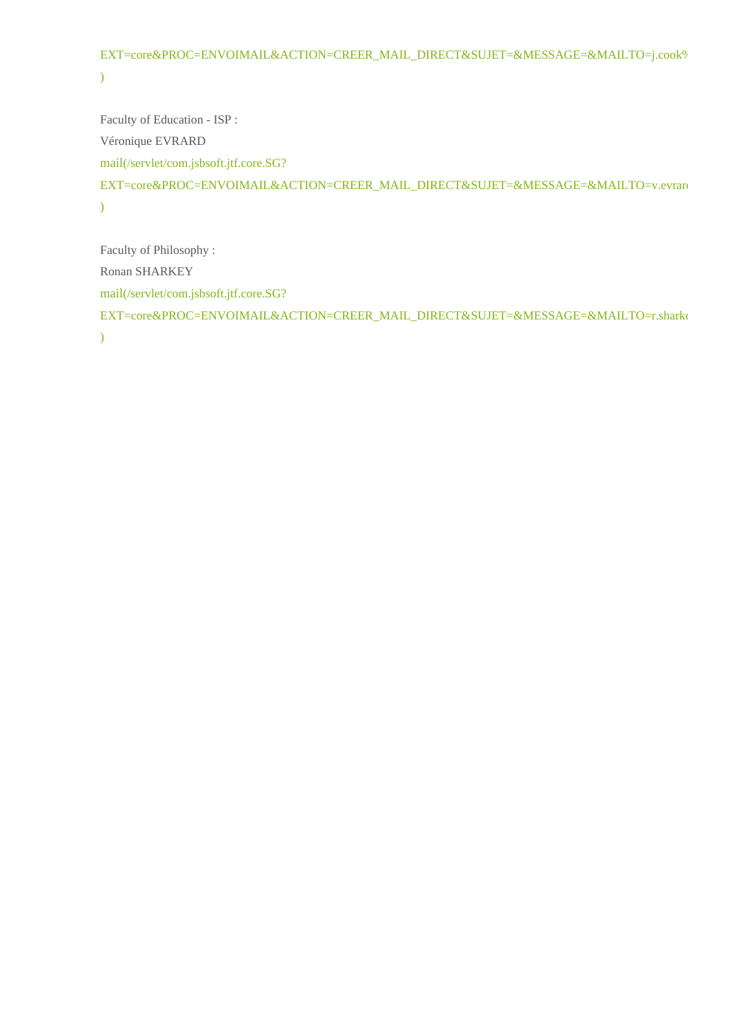EXT=core&PROC=ENVOIMAIL&ACTION=CREER_MAIL_DIRECT&SUJET=&MESSAGE=&MAILTO=j.cook%
)

Faculty of Education - ISP :

Véronique EVRARD

mail(/servlet/com.jsbsoft.jtf.core.SG?
EXT=core&PROC=ENVOIMAIL&ACTION=CREER_MAIL_DIRECT&SUJET=&MESSAGE=&MAILTO=v.evrard
)

Faculty of Philosophy :

Ronan SHARKEY

mail(/servlet/com.jsbsoft.jtf.core.SG?
EXT=core&PROC=ENVOIMAIL&ACTION=CREER_MAIL_DIRECT&SUJET=&MESSAGE=&MAILTO=r.sharke
)